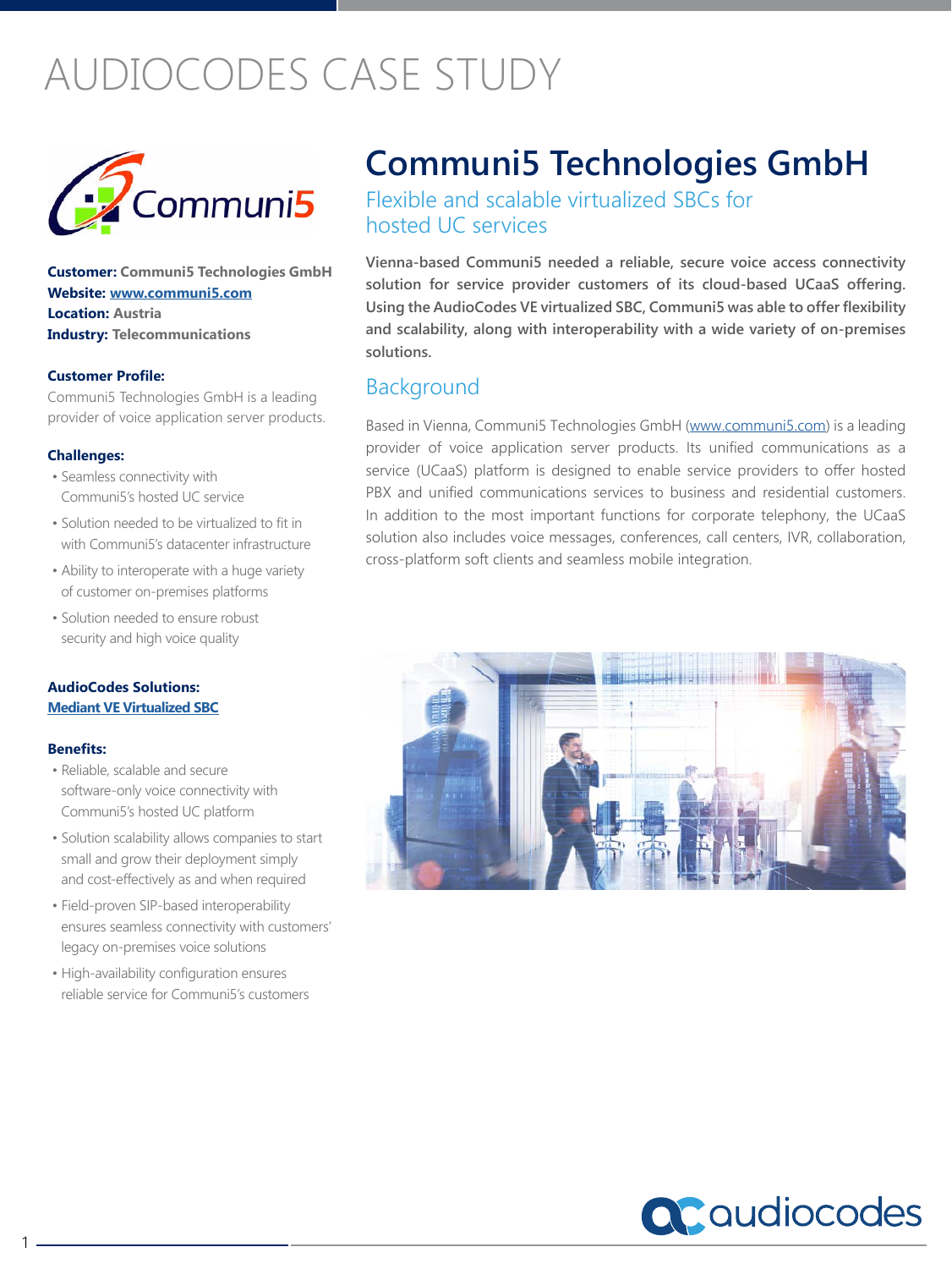# AUDIOCODES CASE STUDY

**Customer:** Communi5 Technologies GmbH
**Website:** [www.communi5.com](http://www.communi5.com)
**Location:** Austria
**Industry:** Telecommunications

**Customer Profile:**

Communi5 Technologies GmbH is a leading provider of voice application server products.

**Challenges:**

- Seamless connectivity with Communi5's hosted UC service
- Solution needed to be virtualized to fit in with Communi5's datacenter infrastructure
- Ability to interoperate with a huge variety of customer on-premises platforms
- Solution needed to ensure robust security and high voice quality

**AudioCodes Solutions:**

Mediant VE Virtualized SBC

**Benefits:**

- Reliable, scalable and secure software-only voice connectivity with Communi5's hosted UC platform
- Solution scalability allows companies to start small and grow their deployment simply and cost-effectively as and when required
- Field-proven SIP-based interoperability ensures seamless connectivity with customers' legacy on-premises voice solutions
- High-availability configuration ensures reliable service for Communi5's customers

# Communi5 Technologies GmbH

## Flexible and scalable virtualized SBCs for hosted UC services

**Vienna-based Communi5 needed a reliable, secure voice access connectivity solution for service provider customers of its cloud-based UCaaS offering. Using the AudioCodes VE virtualized SBC, Communi5 was able to offer flexibility and scalability, along with interoperability with a wide variety of on-premises solutions.**

## Background

Based in Vienna, Communi5 Technologies GmbH ([www.communi5.com](http://www.communi5.com)) is a leading provider of voice application server products. Its unified communications as a service (UCaaS) platform is designed to enable service providers to offer hosted PBX and unified communications services to business and residential customers. In addition to the most important functions for corporate telephony, the UCaaS solution also includes voice messages, conferences, call centers, IVR, collaboration, cross-platform soft clients and seamless mobile integration.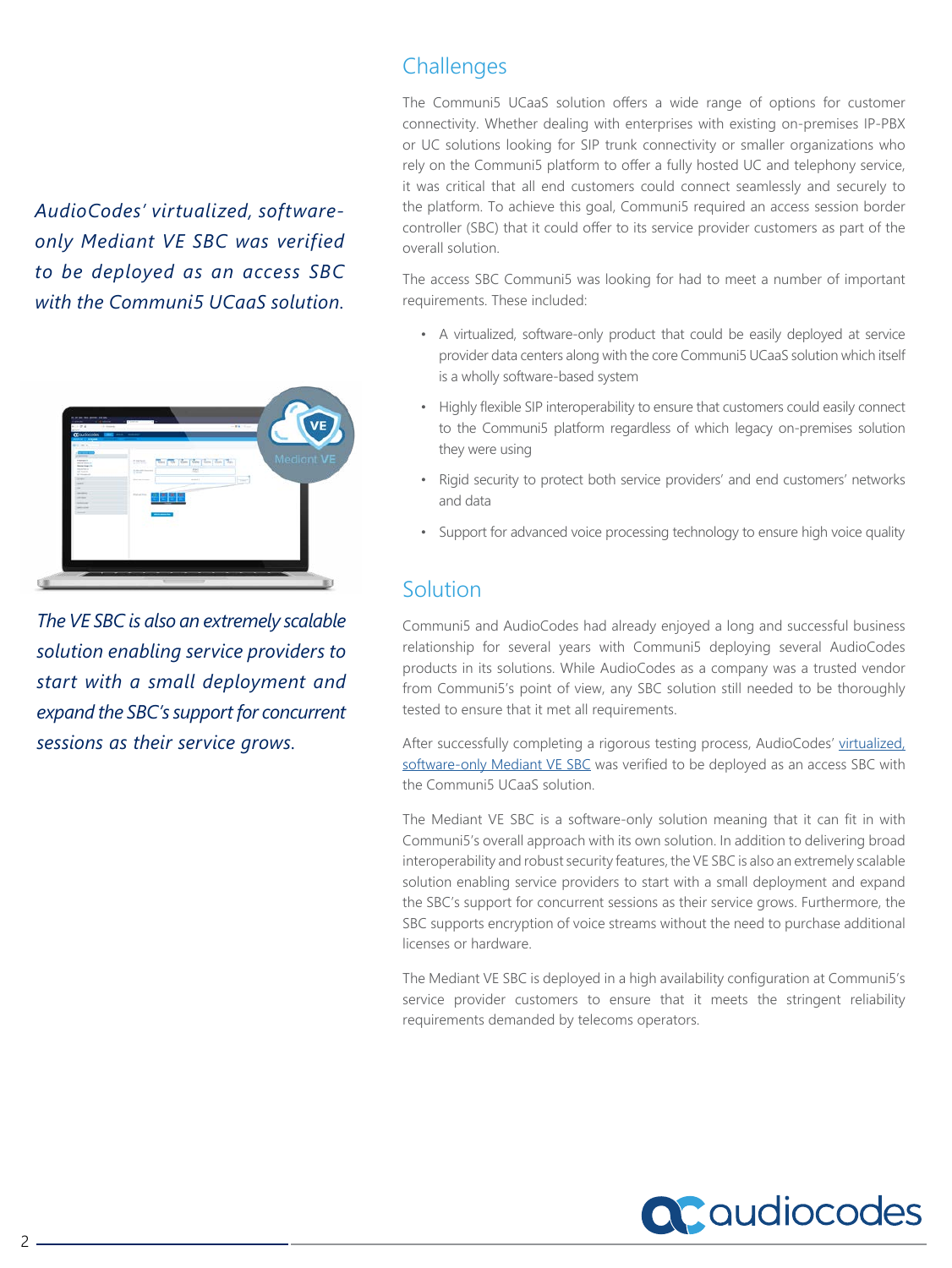*AudioCodes' virtualized, software-only Mediant VE SBC was verified to be deployed as an access SBC with the Communi5 UCaaS solution.*

*The VE SBC is also an extremely scalable solution enabling service providers to start with a small deployment and expand the SBC's support for concurrent sessions as their service grows.*

## Challenges

The Communi5 UCaaS solution offers a wide range of options for customer connectivity. Whether dealing with enterprises with existing on-premises IP-PBX or UC solutions looking for SIP trunk connectivity or smaller organizations who rely on the Communi5 platform to offer a fully hosted UC and telephony service, it was critical that all end customers could connect seamlessly and securely to the platform. To achieve this goal, Communi5 required an access session border controller (SBC) that it could offer to its service provider customers as part of the overall solution.

The access SBC Communi5 was looking for had to meet a number of important requirements. These included:

- A virtualized, software-only product that could be easily deployed at service provider data centers along with the core Communi5 UCaaS solution which itself is a wholly software-based system
- Highly flexible SIP interoperability to ensure that customers could easily connect to the Communi5 platform regardless of which legacy on-premises solution they were using
- Rigid security to protect both service providers' and end customers' networks and data
- Support for advanced voice processing technology to ensure high voice quality

## Solution

Communi5 and AudioCodes had already enjoyed a long and successful business relationship for several years with Communi5 deploying several AudioCodes products in its solutions. While AudioCodes as a company was a trusted vendor from Communi5's point of view, any SBC solution still needed to be thoroughly tested to ensure that it met all requirements.

After successfully completing a rigorous testing process, AudioCodes' virtualized, software-only Mediant VE SBC was verified to be deployed as an access SBC with the Communi5 UCaaS solution.

The Mediant VE SBC is a software-only solution meaning that it can fit in with Communi5's overall approach with its own solution. In addition to delivering broad interoperability and robust security features, the VE SBC is also an extremely scalable solution enabling service providers to start with a small deployment and expand the SBC's support for concurrent sessions as their service grows. Furthermore, the SBC supports encryption of voice streams without the need to purchase additional licenses or hardware.

The Mediant VE SBC is deployed in a high availability configuration at Communi5's service provider customers to ensure that it meets the stringent reliability requirements demanded by telecoms operators.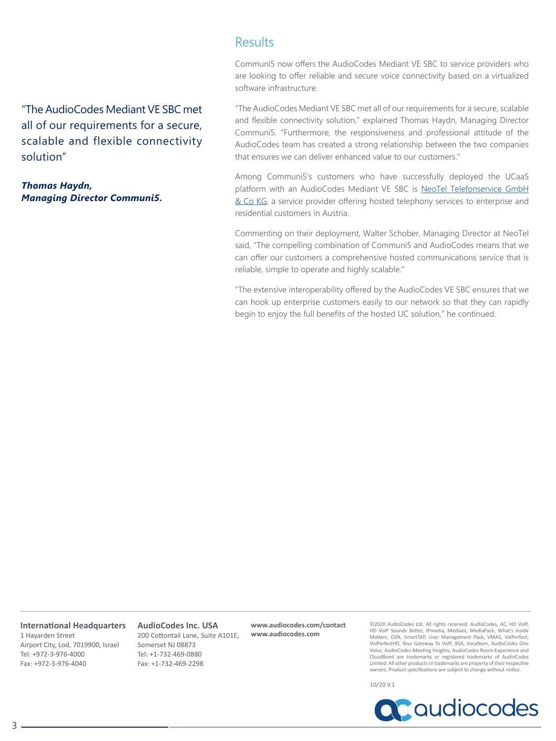## Results

Communi5 now offers the AudioCodes Mediant VE SBC to service providers who are looking to offer reliable and secure voice connectivity based on a virtualized software infrastructure.

"The AudioCodes Mediant VE SBC met all of our requirements for a secure, scalable and flexible connectivity solution"

***Thomas Haydn, Managing Director Communi5.***

"The AudioCodes Mediant VE SBC met all of our requirements for a secure, scalable and flexible connectivity solution," explained Thomas Haydn, Managing Director Communi5. "Furthermore, the responsiveness and professional attitude of the AudioCodes team has created a strong relationship between the two companies that ensures we can deliver enhanced value to our customers."

Among Communi5's customers who have successfully deployed the UCaaS platform with an AudioCodes Mediant VE SBC is NeoTel Telefonservice GmbH & Co KG, a service provider offering hosted telephony services to enterprise and residential customers in Austria.

Commenting on their deployment, Walter Schober, Managing Director at NeoTel said, "The compelling combination of Communi5 and AudioCodes means that we can offer our customers a comprehensive hosted communications service that is reliable, simple to operate and highly scalable."

"The extensive interoperability offered by the AudioCodes VE SBC ensures that we can hook up enterprise customers easily to our network so that they can rapidly begin to enjoy the full benefits of the hosted UC solution," he continued.

**International Headquarters**
1 Hayarden Street
Airport City, Lod, 7019900, Israel
Tel: +972-3-976-4000
Fax: +972-3-976-4040

**AudioCodes Inc. USA**
200 Cottontail Lane, Suite A101E,
Somerset NJ 08873
Tel: +1-732-469-0880
Fax: +1-732-469-2298

**www.audiocodes.com/contact**
**www.audiocodes.com**

©2020 AudioCodes Ltd. All rights reserved. AudioCodes, AC, HD VoIP, HD VoIP Sounds Better, IPmedia, Mediant, MediaPack, What's Inside Matters, OSN, SmartTAP, User Management Pack, VMAS, VoIPerfect, VoIPerfectHD, Your Gateway To VoIP, 3GX, VocaNom, AudioCodes One Voice, AudioCodes Meeting Insights, AudioCodes Room Experience and CloudBond are trademarks or registered trademarks of AudioCodes Limited. All other products or trademarks are property of their respective owners. Product specifications are subject to change without notice.

10/20 V.1